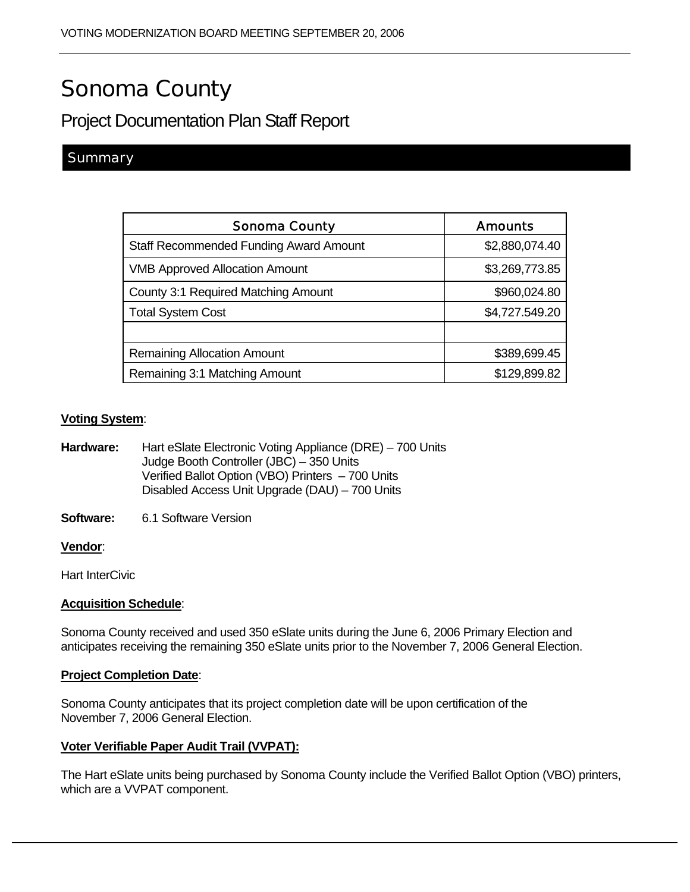# Sonoma County

## Project Documentation Plan Staff Report

### Summary

| Sonoma County | Amounts |
|---|---|
| Staff Recommended Funding Award Amount | $2,880,074.40 |
| VMB Approved Allocation Amount | $3,269,773.85 |
| County 3:1 Required Matching Amount | $960,024.80 |
| Total System Cost | $4,727.549.20 |
| | |
| Remaining Allocation Amount | $389,699.45 |
| Remaining 3:1 Matching Amount | $129,899.82 |

**Voting System**:

**Hardware:** Hart eSlate Electronic Voting Appliance (DRE) – 700 Units
Judge Booth Controller (JBC) – 350 Units
Verified Ballot Option (VBO) Printers – 700 Units
Disabled Access Unit Upgrade (DAU) – 700 Units

**Software:** 6.1 Software Version

**Vendor**:

Hart InterCivic

**Acquisition Schedule**:

Sonoma County received and used 350 eSlate units during the June 6, 2006 Primary Election and anticipates receiving the remaining 350 eSlate units prior to the November 7, 2006 General Election.

**Project Completion Date**:

Sonoma County anticipates that its project completion date will be upon certification of the November 7, 2006 General Election.

**Voter Verifiable Paper Audit Trail (VVPAT):**

The Hart eSlate units being purchased by Sonoma County include the Verified Ballot Option (VBO) printers, which are a VVPAT component.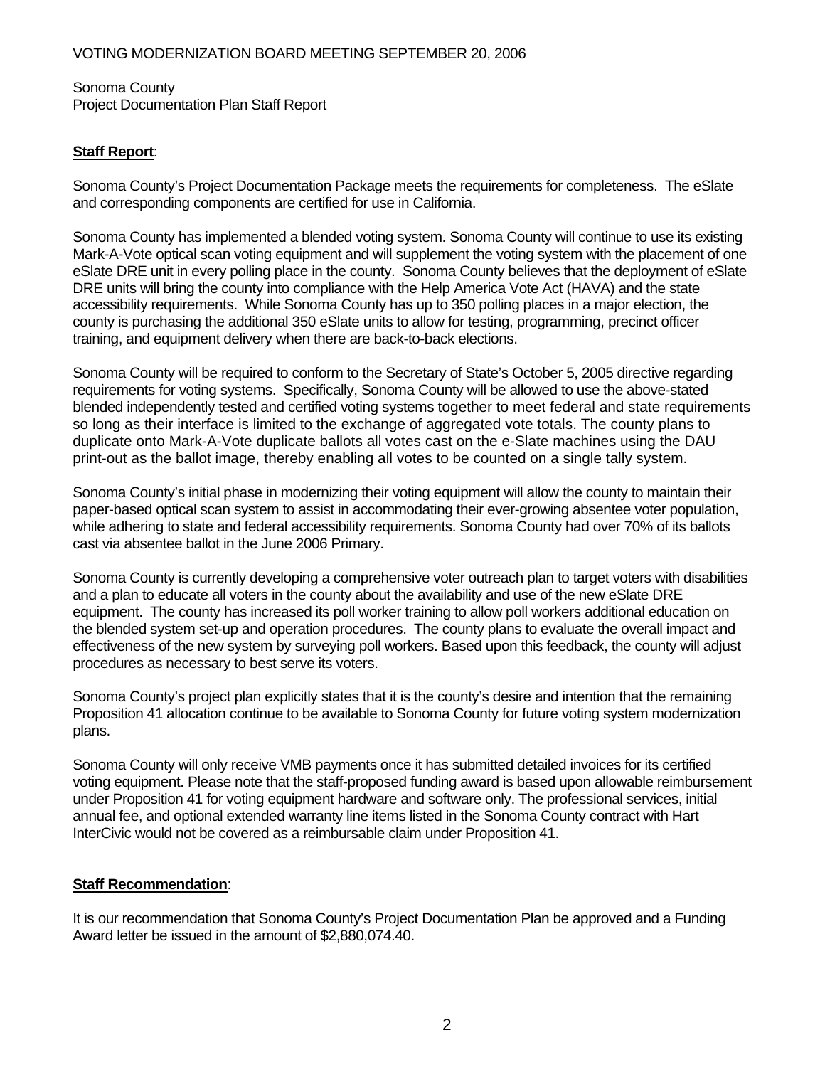VOTING MODERNIZATION BOARD MEETING SEPTEMBER 20, 2006

Sonoma County
Project Documentation Plan Staff Report

**Staff Report**:

Sonoma County's Project Documentation Package meets the requirements for completeness. The eSlate and corresponding components are certified for use in California.

Sonoma County has implemented a blended voting system. Sonoma County will continue to use its existing Mark-A-Vote optical scan voting equipment and will supplement the voting system with the placement of one eSlate DRE unit in every polling place in the county. Sonoma County believes that the deployment of eSlate DRE units will bring the county into compliance with the Help America Vote Act (HAVA) and the state accessibility requirements. While Sonoma County has up to 350 polling places in a major election, the county is purchasing the additional 350 eSlate units to allow for testing, programming, precinct officer training, and equipment delivery when there are back-to-back elections.

Sonoma County will be required to conform to the Secretary of State's October 5, 2005 directive regarding requirements for voting systems. Specifically, Sonoma County will be allowed to use the above-stated blended independently tested and certified voting systems together to meet federal and state requirements so long as their interface is limited to the exchange of aggregated vote totals. The county plans to duplicate onto Mark-A-Vote duplicate ballots all votes cast on the e-Slate machines using the DAU print-out as the ballot image, thereby enabling all votes to be counted on a single tally system.

Sonoma County's initial phase in modernizing their voting equipment will allow the county to maintain their paper-based optical scan system to assist in accommodating their ever-growing absentee voter population, while adhering to state and federal accessibility requirements. Sonoma County had over 70% of its ballots cast via absentee ballot in the June 2006 Primary.

Sonoma County is currently developing a comprehensive voter outreach plan to target voters with disabilities and a plan to educate all voters in the county about the availability and use of the new eSlate DRE equipment. The county has increased its poll worker training to allow poll workers additional education on the blended system set-up and operation procedures. The county plans to evaluate the overall impact and effectiveness of the new system by surveying poll workers. Based upon this feedback, the county will adjust procedures as necessary to best serve its voters.

Sonoma County's project plan explicitly states that it is the county's desire and intention that the remaining Proposition 41 allocation continue to be available to Sonoma County for future voting system modernization plans.

Sonoma County will only receive VMB payments once it has submitted detailed invoices for its certified voting equipment. Please note that the staff-proposed funding award is based upon allowable reimbursement under Proposition 41 for voting equipment hardware and software only. The professional services, initial annual fee, and optional extended warranty line items listed in the Sonoma County contract with Hart InterCivic would not be covered as a reimbursable claim under Proposition 41.

**Staff Recommendation**:

It is our recommendation that Sonoma County's Project Documentation Plan be approved and a Funding Award letter be issued in the amount of $2,880,074.40.